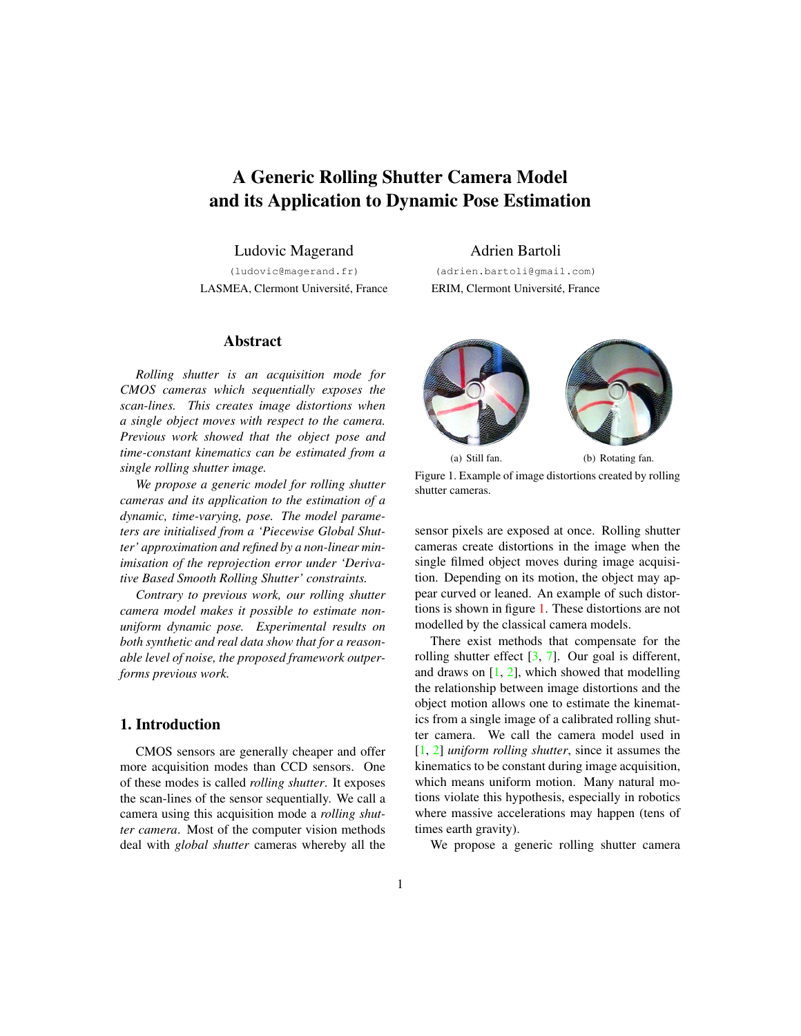# A Generic Rolling Shutter Camera Model and its Application to Dynamic Pose Estimation

Ludovic Magerand
(ludovic@magerand.fr)
LASMEA, Clermont Université, France

Adrien Bartoli
(adrien.bartoli@gmail.com)
ERIM, Clermont Université, France

## Abstract

*Rolling shutter is an acquisition mode for CMOS cameras which sequentially exposes the scan-lines. This creates image distortions when a single object moves with respect to the camera. Previous work showed that the object pose and time-constant kinematics can be estimated from a single rolling shutter image.*

*We propose a generic model for rolling shutter cameras and its application to the estimation of a dynamic, time-varying, pose. The model parameters are initialised from a 'Piecewise Global Shutter' approximation and refined by a non-linear minimisation of the reprojection error under 'Derivative Based Smooth Rolling Shutter' constraints.*

*Contrary to previous work, our rolling shutter camera model makes it possible to estimate non-uniform dynamic pose. Experimental results on both synthetic and real data show that for a reasonable level of noise, the proposed framework outperforms previous work.*

## 1. Introduction

CMOS sensors are generally cheaper and offer more acquisition modes than CCD sensors. One of these modes is called *rolling shutter*. It exposes the scan-lines of the sensor sequentially. We call a camera using this acquisition mode a *rolling shutter camera*. Most of the computer vision methods deal with *global shutter* cameras whereby all the sensor pixels are exposed at once. Rolling shutter cameras create distortions in the image when the single filmed object moves during image acquisition. Depending on its motion, the object may appear curved or leaned. An example of such distortions is shown in figure 1. These distortions are not modelled by the classical camera models.

(a) Still fan. (b) Rotating fan.

Figure 1. Example of image distortions created by rolling shutter cameras.

There exist methods that compensate for the rolling shutter effect [3, 7]. Our goal is different, and draws on [1, 2], which showed that modelling the relationship between image distortions and the object motion allows one to estimate the kinematics from a single image of a calibrated rolling shutter camera. We call the camera model used in [1, 2] *uniform rolling shutter*, since it assumes the kinematics to be constant during image acquisition, which means uniform motion. Many natural motions violate this hypothesis, especially in robotics where massive accelerations may happen (tens of times earth gravity).

We propose a generic rolling shutter camera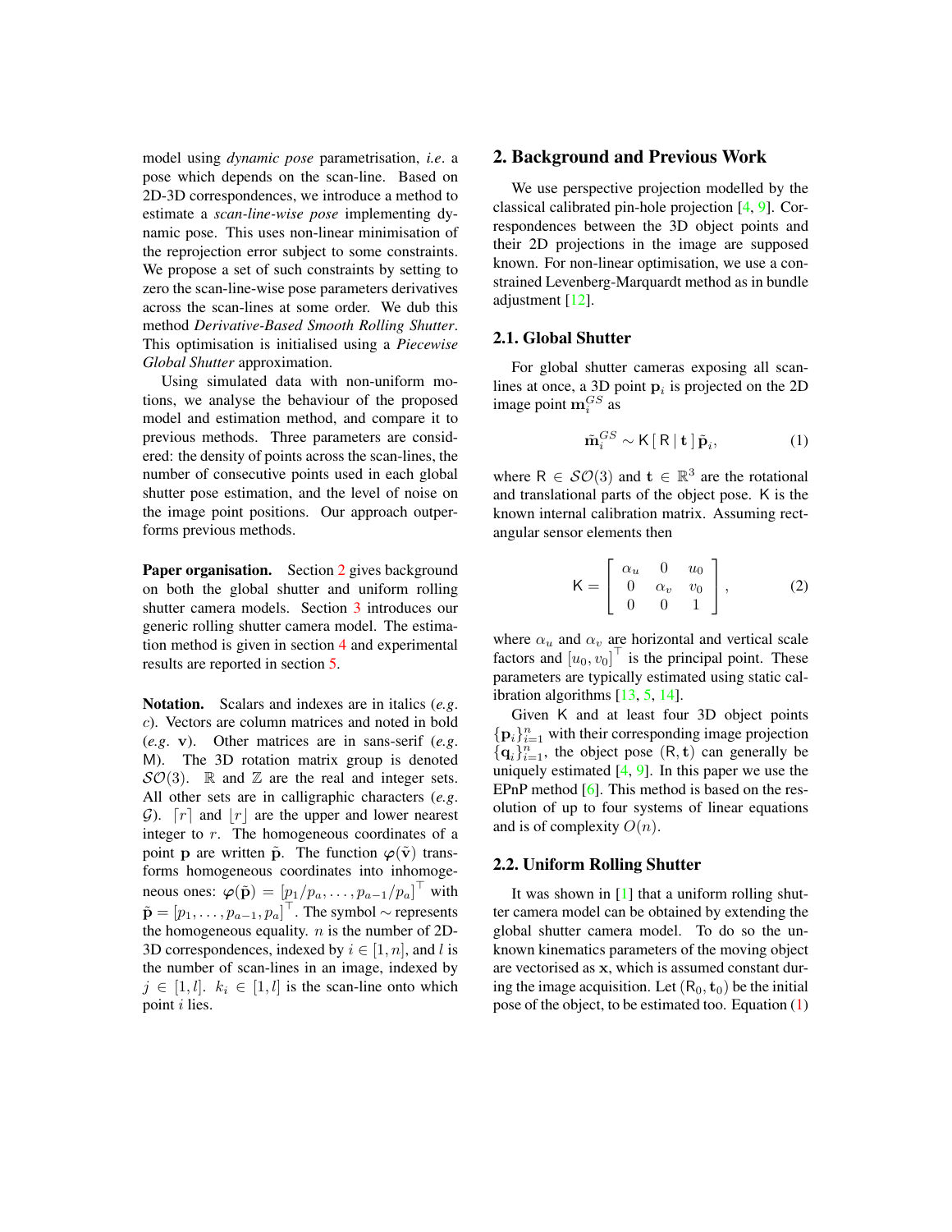model using *dynamic pose* parametrisation, *i.e*. a pose which depends on the scan-line. Based on 2D-3D correspondences, we introduce a method to estimate a *scan-line-wise pose* implementing dynamic pose. This uses non-linear minimisation of the reprojection error subject to some constraints. We propose a set of such constraints by setting to zero the scan-line-wise pose parameters derivatives across the scan-lines at some order. We dub this method *Derivative-Based Smooth Rolling Shutter*. This optimisation is initialised using a *Piecewise Global Shutter* approximation.

Using simulated data with non-uniform motions, we analyse the behaviour of the proposed model and estimation method, and compare it to previous methods. Three parameters are considered: the density of points across the scan-lines, the number of consecutive points used in each global shutter pose estimation, and the level of noise on the image point positions. Our approach outperforms previous methods.

**Paper organisation.** Section 2 gives background on both the global shutter and uniform rolling shutter camera models. Section 3 introduces our generic rolling shutter camera model. The estimation method is given in section 4 and experimental results are reported in section 5.

**Notation.** Scalars and indexes are in italics (*e.g*. $c$). Vectors are column matrices and noted in bold (*e.g*. $\mathbf{v}$). Other matrices are in sans-serif (*e.g*. $\mathsf{M}$). The 3D rotation matrix group is denoted $\mathcal{SO}(3)$. $\mathbb{R}$ and $\mathbb{Z}$ are the real and integer sets. All other sets are in calligraphic characters (*e.g*. $\mathcal{G}$). $\lceil r \rceil$ and $\lfloor r \rfloor$ are the upper and lower nearest integer to $r$. The homogeneous coordinates of a point $\mathbf{p}$ are written $\tilde{\mathbf{p}}$. The function $\boldsymbol{\varphi}(\tilde{\mathbf{v}})$ transforms homogeneous coordinates into inhomogeneous ones: $\boldsymbol{\varphi}(\tilde{\mathbf{p}}) = [p_1/p_a, \ldots, p_{a-1}/p_a]^\top$ with $\tilde{\mathbf{p}} = [p_1, \ldots, p_{a-1}, p_a]^\top$. The symbol $\sim$ represents the homogeneous equality. $n$ is the number of 2D-3D correspondences, indexed by $i \in [1, n]$, and $l$ is the number of scan-lines in an image, indexed by $j \in [1, l]$. $k_i \in [1, l]$ is the scan-line onto which point $i$ lies.

## 2. Background and Previous Work

We use perspective projection modelled by the classical calibrated pin-hole projection [4, 9]. Correspondences between the 3D object points and their 2D projections in the image are supposed known. For non-linear optimisation, we use a constrained Levenberg-Marquardt method as in bundle adjustment [12].

### 2.1. Global Shutter

For global shutter cameras exposing all scan-lines at once, a 3D point $\mathbf{p}_i$ is projected on the 2D image point $\mathbf{m}_i^{GS}$ as

$$\tilde{\mathbf{m}}_i^{GS} \sim \mathsf{K}\,[\,\mathsf{R} \,|\, \mathbf{t}\,]\,\tilde{\mathbf{p}}_i, \tag{1}$$

where $\mathsf{R} \in \mathcal{SO}(3)$ and $\mathbf{t} \in \mathbb{R}^3$ are the rotational and translational parts of the object pose. $\mathsf{K}$ is the known internal calibration matrix. Assuming rectangular sensor elements then

$$\mathsf{K} = \begin{bmatrix} \alpha_u & 0 & u_0 \\ 0 & \alpha_v & v_0 \\ 0 & 0 & 1 \end{bmatrix}, \tag{2}$$

where $\alpha_u$ and $\alpha_v$ are horizontal and vertical scale factors and $[u_0, v_0]^\top$ is the principal point. These parameters are typically estimated using static calibration algorithms [13, 5, 14].

Given $\mathsf{K}$ and at least four 3D object points $\{\mathbf{p}_i\}_{i=1}^n$ with their corresponding image projection $\{\mathbf{q}_i\}_{i=1}^n$, the object pose $(\mathsf{R}, \mathbf{t})$ can generally be uniquely estimated [4, 9]. In this paper we use the EPnP method [6]. This method is based on the resolution of up to four systems of linear equations and is of complexity $O(n)$.

### 2.2. Uniform Rolling Shutter

It was shown in [1] that a uniform rolling shutter camera model can be obtained by extending the global shutter camera model. To do so the unknown kinematics parameters of the moving object are vectorised as $\mathbf{x}$, which is assumed constant during the image acquisition. Let $(\mathsf{R}_0, \mathbf{t}_0)$ be the initial pose of the object, to be estimated too. Equation (1)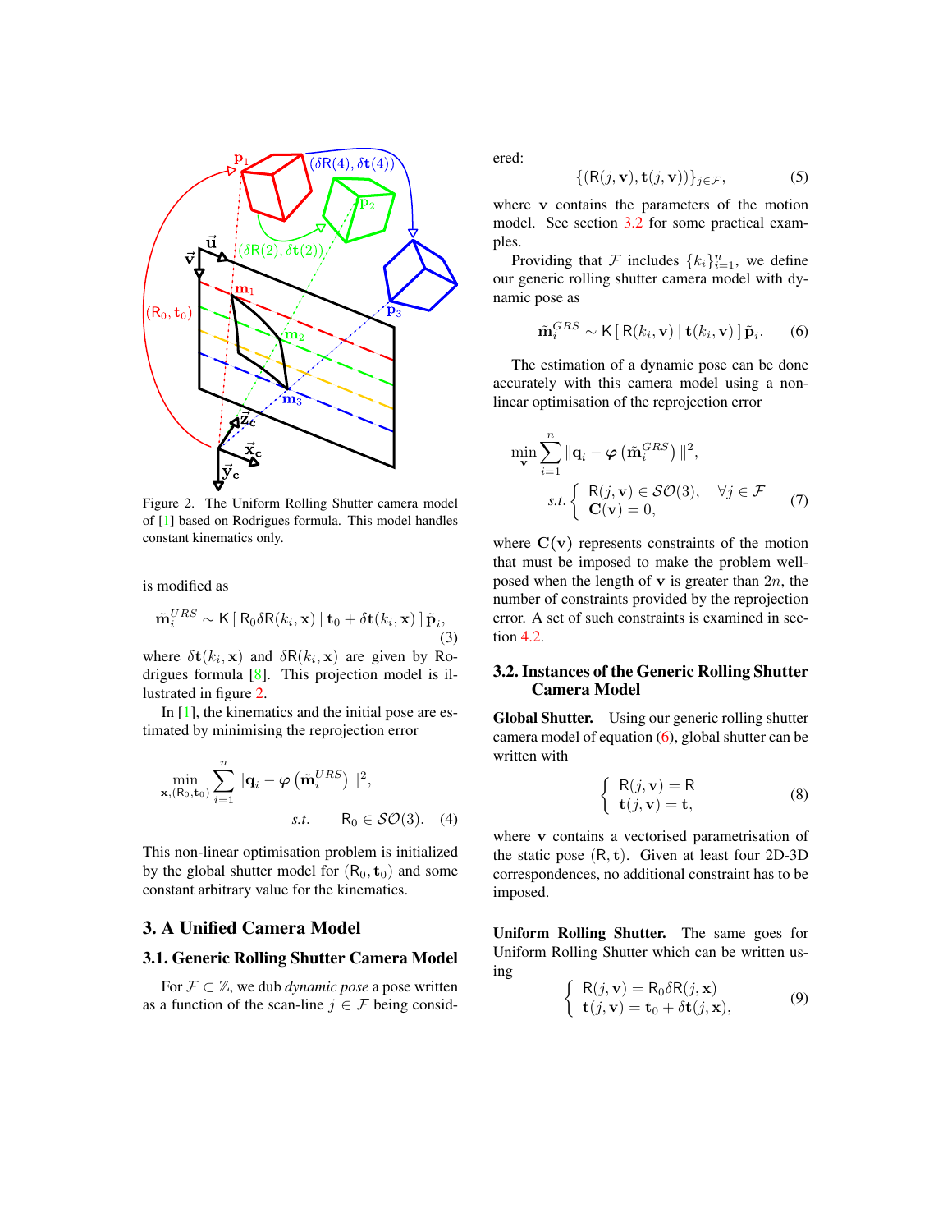Figure 2. The Uniform Rolling Shutter camera model of [1] based on Rodrigues formula. This model handles constant kinematics only.

is modified as

$$\tilde{\mathbf{m}}_i^{URS} \sim \mathsf{K}\left[\, \mathsf{R}_0 \delta\mathsf{R}(k_i, \mathbf{x}) \mid \mathbf{t}_0 + \delta\mathbf{t}(k_i, \mathbf{x}) \,\right] \tilde{\mathbf{p}}_i, \tag{3}$$

where $\delta\mathbf{t}(k_i, \mathbf{x})$ and $\delta\mathsf{R}(k_i, \mathbf{x})$ are given by Rodrigues formula [8]. This projection model is illustrated in figure 2.

In [1], the kinematics and the initial pose are estimated by minimising the reprojection error

$$\min_{\mathbf{x}, (\mathsf{R}_0, \mathbf{t}_0)} \sum_{i=1}^{n} \| \mathbf{q}_i - \boldsymbol{\varphi}\left(\tilde{\mathbf{m}}_i^{URS}\right) \|^2, \qquad s.t. \quad \mathsf{R}_0 \in \mathcal{SO}(3). \tag{4}$$

This non-linear optimisation problem is initialized by the global shutter model for $(\mathsf{R}_0, \mathbf{t}_0)$ and some constant arbitrary value for the kinematics.

# 3. A Unified Camera Model

## 3.1. Generic Rolling Shutter Camera Model

For $\mathcal{F} \subset \mathbb{Z}$, we dub *dynamic pose* a pose written as a function of the scan-line $j \in \mathcal{F}$ being considered:

$$\{(\mathsf{R}(j, \mathbf{v}), \mathbf{t}(j, \mathbf{v}))\}_{j \in \mathcal{F}}, \tag{5}$$

where $\mathbf{v}$ contains the parameters of the motion model. See section 3.2 for some practical examples.

Providing that $\mathcal{F}$ includes $\{k_i\}_{i=1}^n$, we define our generic rolling shutter camera model with dynamic pose as

$$\tilde{\mathbf{m}}_i^{GRS} \sim \mathsf{K}\left[\, \mathsf{R}(k_i, \mathbf{v}) \mid \mathbf{t}(k_i, \mathbf{v}) \,\right] \tilde{\mathbf{p}}_i. \tag{6}$$

The estimation of a dynamic pose can be done accurately with this camera model using a non-linear optimisation of the reprojection error

$$\min_{\mathbf{v}} \sum_{i=1}^{n} \| \mathbf{q}_i - \boldsymbol{\varphi}\left(\tilde{\mathbf{m}}_i^{GRS}\right) \|^2, \qquad s.t. \begin{cases} \mathsf{R}(j, \mathbf{v}) \in \mathcal{SO}(3), & \forall j \in \mathcal{F} \\ \mathbf{C}(\mathbf{v}) = 0, \end{cases} \tag{7}$$

where $\mathbf{C}(\mathbf{v})$ represents constraints of the motion that must be imposed to make the problem well-posed when the length of $\mathbf{v}$ is greater than $2n$, the number of constraints provided by the reprojection error. A set of such constraints is examined in section 4.2.

## 3.2. Instances of the Generic Rolling Shutter Camera Model

**Global Shutter.** Using our generic rolling shutter camera model of equation (6), global shutter can be written with

$$\begin{cases} \mathsf{R}(j, \mathbf{v}) = \mathsf{R} \\ \mathbf{t}(j, \mathbf{v}) = \mathbf{t}, \end{cases} \tag{8}$$

where $\mathbf{v}$ contains a vectorised parametrisation of the static pose $(\mathsf{R}, \mathbf{t})$. Given at least four 2D-3D correspondences, no additional constraint has to be imposed.

**Uniform Rolling Shutter.** The same goes for Uniform Rolling Shutter which can be written using

$$\begin{cases} \mathsf{R}(j, \mathbf{v}) = \mathsf{R}_0 \delta\mathsf{R}(j, \mathbf{x}) \\ \mathbf{t}(j, \mathbf{v}) = \mathbf{t}_0 + \delta\mathbf{t}(j, \mathbf{x}), \end{cases} \tag{9}$$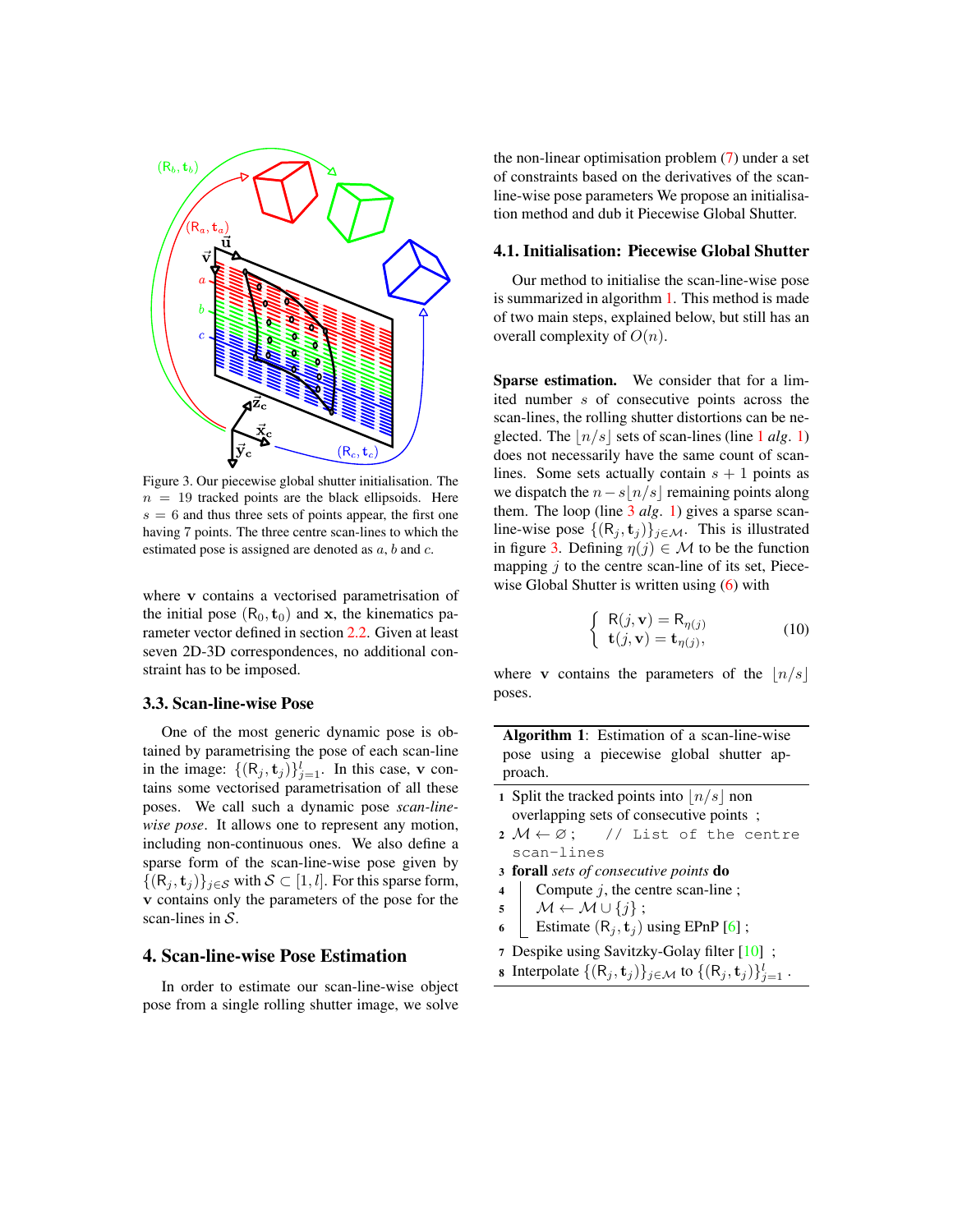Figure 3. Our piecewise global shutter initialisation. The $n = 19$ tracked points are the black ellipsoids. Here $s = 6$ and thus three sets of points appear, the first one having 7 points. The three centre scan-lines to which the estimated pose is assigned are denoted as $a$, $b$ and $c$.

where $\mathbf{v}$ contains a vectorised parametrisation of the initial pose $(\mathsf{R}_0, \mathbf{t}_0)$ and $\mathbf{x}$, the kinematics parameter vector defined in section 2.2. Given at least seven 2D-3D correspondences, no additional constraint has to be imposed.

### 3.3. Scan-line-wise Pose

One of the most generic dynamic pose is obtained by parametrising the pose of each scan-line in the image: $\{(\mathsf{R}_j, \mathbf{t}_j)\}_{j=1}^{l}$. In this case, $\mathbf{v}$ contains some vectorised parametrisation of all these poses. We call such a dynamic pose *scan-line-wise pose*. It allows one to represent any motion, including non-continuous ones. We also define a sparse form of the scan-line-wise pose given by $\{(\mathsf{R}_j, \mathbf{t}_j)\}_{j\in\mathcal{S}}$ with $\mathcal{S} \subset [1, l]$. For this sparse form, $\mathbf{v}$ contains only the parameters of the pose for the scan-lines in $\mathcal{S}$.

## 4. Scan-line-wise Pose Estimation

In order to estimate our scan-line-wise object pose from a single rolling shutter image, we solve the non-linear optimisation problem (7) under a set of constraints based on the derivatives of the scan-line-wise pose parameters We propose an initialisation method and dub it Piecewise Global Shutter.

### 4.1. Initialisation: Piecewise Global Shutter

Our method to initialise the scan-line-wise pose is summarized in algorithm 1. This method is made of two main steps, explained below, but still has an overall complexity of $O(n)$.

**Sparse estimation.** We consider that for a limited number $s$ of consecutive points across the scan-lines, the rolling shutter distortions can be neglected. The $\lfloor n/s \rfloor$ sets of scan-lines (line 1 *alg.* 1) does not necessarily have the same count of scan-lines. Some sets actually contain $s + 1$ points as we dispatch the $n - s\lfloor n/s \rfloor$ remaining points along them. The loop (line 3 *alg.* 1) gives a sparse scan-line-wise pose $\{(\mathsf{R}_j, \mathbf{t}_j)\}_{j\in\mathcal{M}}$. This is illustrated in figure 3. Defining $\eta(j) \in \mathcal{M}$ to be the function mapping $j$ to the centre scan-line of its set, Piecewise Global Shutter is written using (6) with

$$\begin{cases} \mathsf{R}(j, \mathbf{v}) = \mathsf{R}_{\eta(j)} \\ \mathbf{t}(j, \mathbf{v}) = \mathbf{t}_{\eta(j)}, \end{cases} \tag{10}$$

where $\mathbf{v}$ contains the parameters of the $\lfloor n/s \rfloor$ poses.

**Algorithm 1**: Estimation of a scan-line-wise pose using a piecewise global shutter approach.

```
1 Split the tracked points into ⌊n/s⌋ non
  overlapping sets of consecutive points ;
2 M ← ∅ ;   // List of the centre
  scan-lines
3 forall sets of consecutive points do
4 |  Compute j, the centre scan-line ;
5 |  M ← M ∪ {j} ;
6 |  Estimate (R_j, t_j) using EPnP [6] ;
7 Despike using Savitzky-Golay filter [10] ;
8 Interpolate {(R_j, t_j)}_{j∈M} to {(R_j, t_j)}_{j=1}^{l} .
```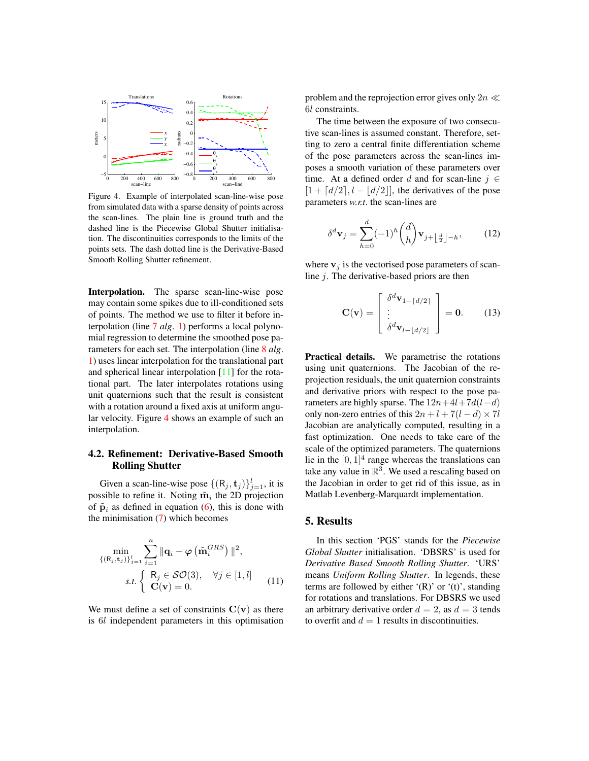Figure 4. Example of interpolated scan-line-wise pose from simulated data with a sparse density of points across the scan-lines. The plain line is ground truth and the dashed line is the Piecewise Global Shutter initialisation. The discontinuities corresponds to the limits of the points sets. The dash dotted line is the Derivative-Based Smooth Rolling Shutter refinement.

**Interpolation.** The sparse scan-line-wise pose may contain some spikes due to ill-conditioned sets of points. The method we use to filter it before interpolation (line 7 *alg.* 1) performs a local polynomial regression to determine the smoothed pose parameters for each set. The interpolation (line 8 *alg.* 1) uses linear interpolation for the translational part and spherical linear interpolation [11] for the rotational part. The later interpolates rotations using unit quaternions such that the result is consistent with a rotation around a fixed axis at uniform angular velocity. Figure 4 shows an example of such an interpolation.

### 4.2. Refinement: Derivative-Based Smooth Rolling Shutter

Given a scan-line-wise pose $\{(\mathsf{R}_j, \mathbf{t}_j)\}_{j=1}^{l}$, it is possible to refine it. Noting $\tilde{\mathbf{m}}_i$ the 2D projection of $\tilde{\mathbf{p}}_i$ as defined in equation (6), this is done with the minimisation (7) which becomes

$$
\min_{\{(\mathsf{R}_j,\mathbf{t}_j)\}_{j=1}^{l}} \sum_{i=1}^{n} \|\mathbf{q}_i - \boldsymbol{\varphi}\left(\tilde{\mathbf{m}}_i^{GRS}\right)\|^2,
$$

$$
s.t. \left\{ \begin{array}{ll} \mathsf{R}_j \in \mathcal{SO}(3), & \forall j \in [1, l] \\ \mathbf{C}(\mathbf{v}) = 0. & \end{array} \right. \quad (11)
$$

We must define a set of constraints $\mathbf{C}(\mathbf{v})$ as there is $6l$ independent parameters in this optimisation problem and the reprojection error gives only $2n \ll 6l$ constraints.

The time between the exposure of two consecutive scan-lines is assumed constant. Therefore, setting to zero a central finite differentiation scheme of the pose parameters across the scan-lines imposes a smooth variation of these parameters over time. At a defined order $d$ and for scan-line $j \in [1 + \lceil d/2 \rceil, l - \lfloor d/2 \rfloor]$, the derivatives of the pose parameters *w.r.t.* the scan-lines are

$$
\delta^d \mathbf{v}_j = \sum_{h=0}^{d} (-1)^h \binom{d}{h} \mathbf{v}_{j+\lfloor \frac{d}{2} \rfloor - h}, \quad (12)
$$

where $\mathbf{v}_j$ is the vectorised pose parameters of scan-line $j$. The derivative-based priors are then

$$
\mathbf{C}(\mathbf{v}) = \begin{bmatrix} \delta^d \mathbf{v}_{1+\lceil d/2 \rceil} \\ \vdots \\ \delta^d \mathbf{v}_{l-\lfloor d/2 \rfloor} \end{bmatrix} = \mathbf{0}. \quad (13)
$$

**Practical details.** We parametrise the rotations using unit quaternions. The Jacobian of the reprojection residuals, the unit quaternion constraints and derivative priors with respect to the pose parameters are highly sparse. The $12n+4l+7d(l-d)$ only non-zero entries of this $2n+l+7(l-d) \times 7l$ Jacobian are analytically computed, resulting in a fast optimization. One needs to take care of the scale of the optimized parameters. The quaternions lie in the $[0, 1]^4$ range whereas the translations can take any value in $\mathbb{R}^3$. We used a rescaling based on the Jacobian in order to get rid of this issue, as in Matlab Levenberg-Marquardt implementation.

## 5. Results

In this section 'PGS' stands for the *Piecewise Global Shutter* initialisation. 'DBSRS' is used for *Derivative Based Smooth Rolling Shutter*. 'URS' means *Uniform Rolling Shutter*. In legends, these terms are followed by either '(R)' or '(t)', standing for rotations and translations. For DBSRS we used an arbitrary derivative order $d = 2$, as $d = 3$ tends to overfit and $d = 1$ results in discontinuities.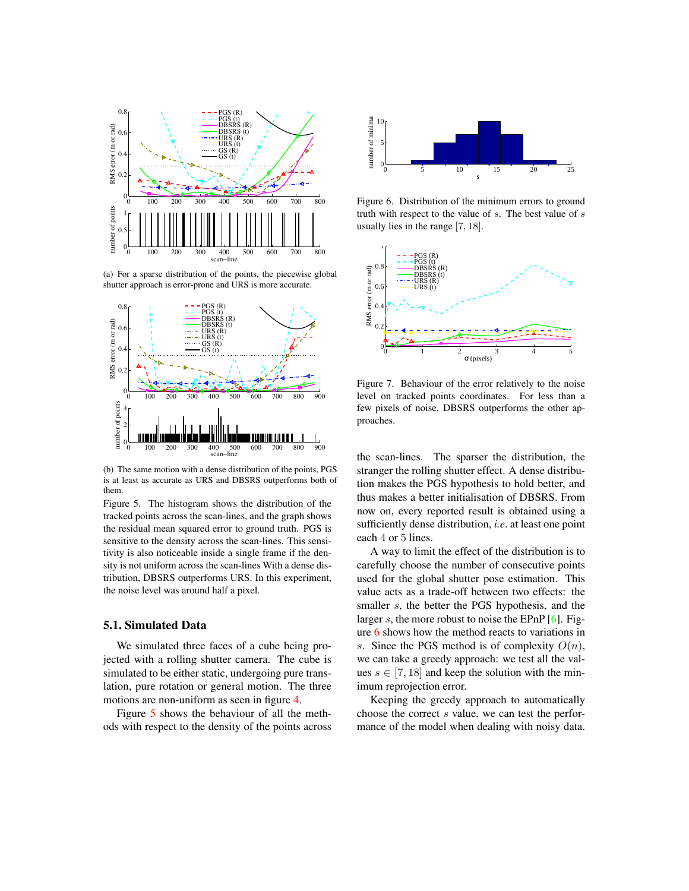(a) For a sparse distribution of the points, the piecewise global shutter approach is error-prone and URS is more accurate.

(b) The same motion with a dense distribution of the points, PGS is at least as accurate as URS and DBSRS outperforms both of them.

Figure 5. The histogram shows the distribution of the tracked points across the scan-lines, and the graph shows the residual mean squared error to ground truth. PGS is sensitive to the density across the scan-lines. This sensitivity is also noticeable inside a single frame if the density is not uniform across the scan-lines With a dense distribution, DBSRS outperforms URS. In this experiment, the noise level was around half a pixel.

### 5.1. Simulated Data

We simulated three faces of a cube being projected with a rolling shutter camera. The cube is simulated to be either static, undergoing pure translation, pure rotation or general motion. The three motions are non-uniform as seen in figure 4.

Figure 5 shows the behaviour of all the methods with respect to the density of the points across

Figure 6. Distribution of the minimum errors to ground truth with respect to the value of $s$. The best value of $s$ usually lies in the range $[7, 18]$.

Figure 7. Behaviour of the error relatively to the noise level on tracked points coordinates. For less than a few pixels of noise, DBSRS outperforms the other approaches.

the scan-lines. The sparser the distribution, the stranger the rolling shutter effect. A dense distribution makes the PGS hypothesis to hold better, and thus makes a better initialisation of DBSRS. From now on, every reported result is obtained using a sufficiently dense distribution, *i.e*. at least one point each 4 or 5 lines.

A way to limit the effect of the distribution is to carefully choose the number of consecutive points used for the global shutter pose estimation. This value acts as a trade-off between two effects: the smaller $s$, the better the PGS hypothesis, and the larger $s$, the more robust to noise the EPnP [6]. Figure 6 shows how the method reacts to variations in $s$. Since the PGS method is of complexity $O(n)$, we can take a greedy approach: we test all the values $s \in [7, 18]$ and keep the solution with the minimum reprojection error.

Keeping the greedy approach to automatically choose the correct $s$ value, we can test the performance of the model when dealing with noisy data.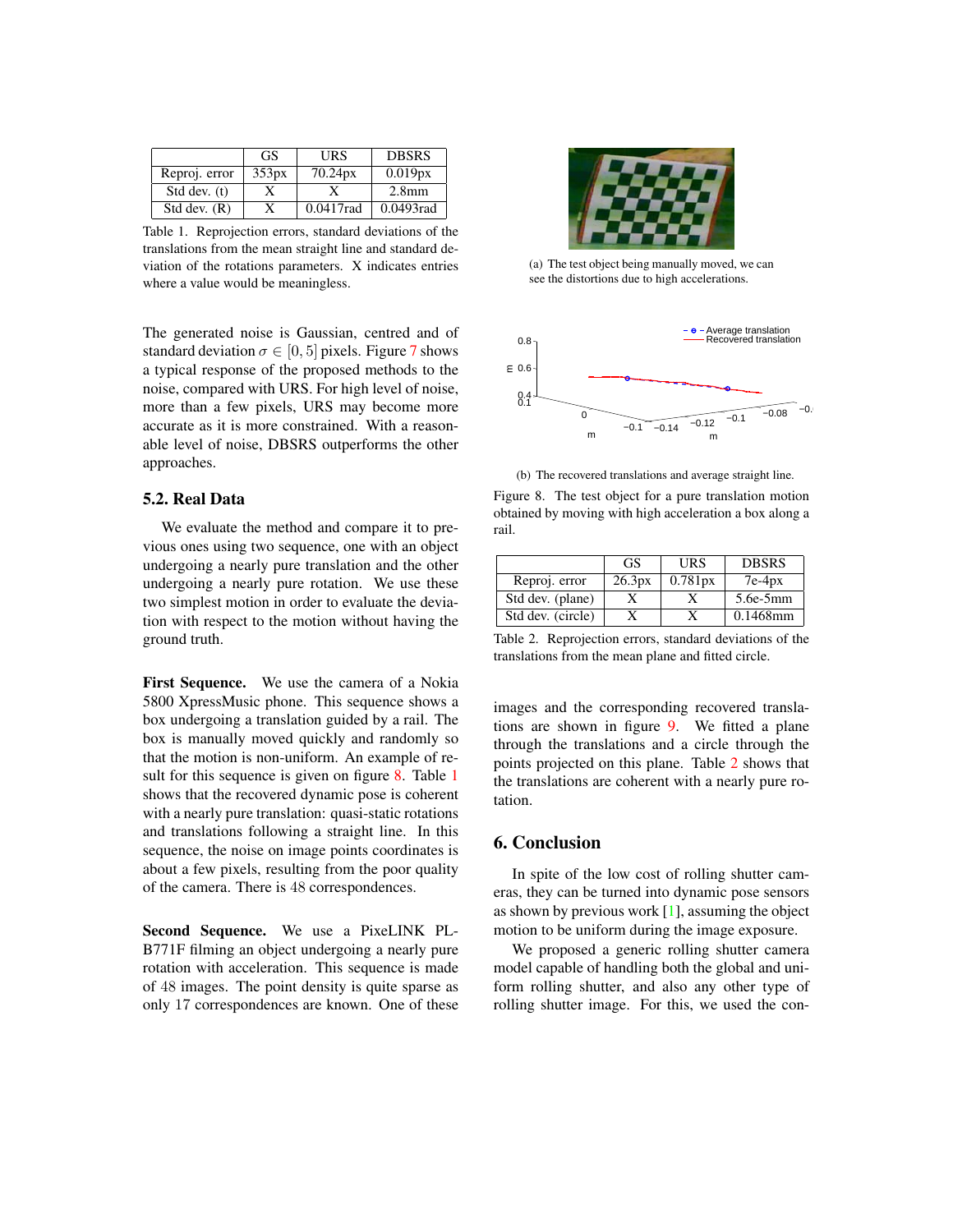|  | GS | URS | DBSRS |
|---|---|---|---|
| Reproj. error | 353px | 70.24px | 0.019px |
| Std dev. (t) | X | X | 2.8mm |
| Std dev. (R) | X | 0.0417rad | 0.0493rad |

Table 1. Reprojection errors, standard deviations of the translations from the mean straight line and standard deviation of the rotations parameters. X indicates entries where a value would be meaningless.

The generated noise is Gaussian, centred and of standard deviation $\sigma \in [0, 5]$ pixels. Figure 7 shows a typical response of the proposed methods to the noise, compared with URS. For high level of noise, more than a few pixels, URS may become more accurate as it is more constrained. With a reasonable level of noise, DBSRS outperforms the other approaches.

## 5.2. Real Data

We evaluate the method and compare it to previous ones using two sequence, one with an object undergoing a nearly pure translation and the other undergoing a nearly pure rotation. We use these two simplest motion in order to evaluate the deviation with respect to the motion without having the ground truth.

**First Sequence.** We use the camera of a Nokia 5800 XpressMusic phone. This sequence shows a box undergoing a translation guided by a rail. The box is manually moved quickly and randomly so that the motion is non-uniform. An example of result for this sequence is given on figure 8. Table 1 shows that the recovered dynamic pose is coherent with a nearly pure translation: quasi-static rotations and translations following a straight line. In this sequence, the noise on image points coordinates is about a few pixels, resulting from the poor quality of the camera. There is 48 correspondences.

**Second Sequence.** We use a PixeLINK PL-B771F filming an object undergoing a nearly pure rotation with acceleration. This sequence is made of 48 images. The point density is quite sparse as only 17 correspondences are known. One of these images and the corresponding recovered translations are shown in figure 9. We fitted a plane through the translations and a circle through the points projected on this plane. Table 2 shows that the translations are coherent with a nearly pure rotation.

(a) The test object being manually moved, we can see the distortions due to high accelerations.

(b) The recovered translations and average straight line.

Figure 8. The test object for a pure translation motion obtained by moving with high acceleration a box along a rail.

|  | GS | URS | DBSRS |
|---|---|---|---|
| Reproj. error | 26.3px | 0.781px | 7e-4px |
| Std dev. (plane) | X | X | 5.6e-5mm |
| Std dev. (circle) | X | X | 0.1468mm |

Table 2. Reprojection errors, standard deviations of the translations from the mean plane and fitted circle.

## 6. Conclusion

In spite of the low cost of rolling shutter cameras, they can be turned into dynamic pose sensors as shown by previous work [1], assuming the object motion to be uniform during the image exposure.

We proposed a generic rolling shutter camera model capable of handling both the global and uniform rolling shutter, and also any other type of rolling shutter image. For this, we used the con-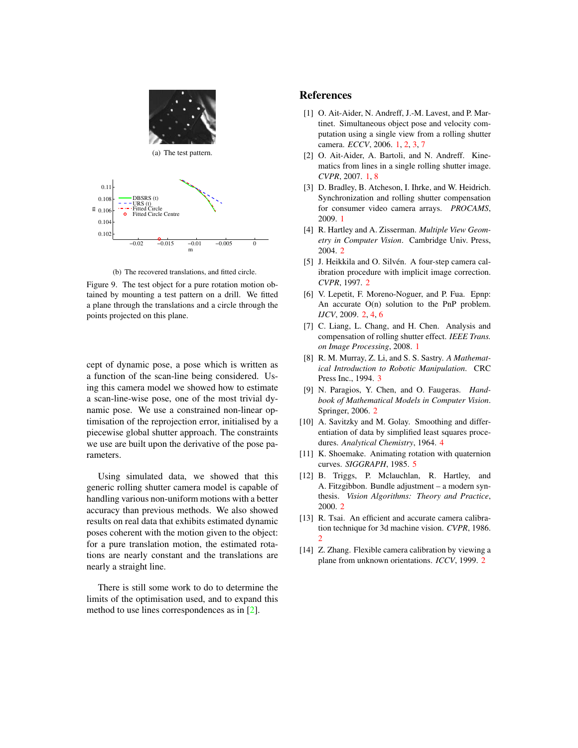(a) The test pattern.

0.11
0.108
0.106
0.104
0.102
m
−0.02
−0.015
−0.01
−0.005
0
m
DBSRS (t)
URS (t)
Fitted Circle
Fitted Circle Centre

(b) The recovered translations, and fitted circle.

Figure 9. The test object for a pure rotation motion obtained by mounting a test pattern on a drill. We fitted a plane through the translations and a circle through the points projected on this plane.

cept of dynamic pose, a pose which is written as a function of the scan-line being considered. Using this camera model we showed how to estimate a scan-line-wise pose, one of the most trivial dynamic pose. We use a constrained non-linear optimisation of the reprojection error, initialised by a piecewise global shutter approach. The constraints we use are built upon the derivative of the pose parameters.

Using simulated data, we showed that this generic rolling shutter camera model is capable of handling various non-uniform motions with a better accuracy than previous methods. We also showed results on real data that exhibits estimated dynamic poses coherent with the motion given to the object: for a pure translation motion, the estimated rotations are nearly constant and the translations are nearly a straight line.

There is still some work to do to determine the limits of the optimisation used, and to expand this method to use lines correspondences as in [2].

## References

[1] O. Ait-Aider, N. Andreff, J.-M. Lavest, and P. Martinet. Simultaneous object pose and velocity computation using a single view from a rolling shutter camera. *ECCV*, 2006. 1, 2, 3, 7

[2] O. Ait-Aider, A. Bartoli, and N. Andreff. Kinematics from lines in a single rolling shutter image. *CVPR*, 2007. 1, 8

[3] D. Bradley, B. Atcheson, I. Ihrke, and W. Heidrich. Synchronization and rolling shutter compensation for consumer video camera arrays. *PROCAMS*, 2009. 1

[4] R. Hartley and A. Zisserman. *Multiple View Geometry in Computer Vision*. Cambridge Univ. Press, 2004. 2

[5] J. Heikkila and O. Silvén. A four-step camera calibration procedure with implicit image correction. *CVPR*, 1997. 2

[6] V. Lepetit, F. Moreno-Noguer, and P. Fua. Epnp: An accurate O(n) solution to the PnP problem. *IJCV*, 2009. 2, 4, 6

[7] C. Liang, L. Chang, and H. Chen. Analysis and compensation of rolling shutter effect. *IEEE Trans. on Image Processing*, 2008. 1

[8] R. M. Murray, Z. Li, and S. S. Sastry. *A Mathematical Introduction to Robotic Manipulation*. CRC Press Inc., 1994. 3

[9] N. Paragios, Y. Chen, and O. Faugeras. *Handbook of Mathematical Models in Computer Vision*. Springer, 2006. 2

[10] A. Savitzky and M. Golay. Smoothing and differentiation of data by simplified least squares procedures. *Analytical Chemistry*, 1964. 4

[11] K. Shoemake. Animating rotation with quaternion curves. *SIGGRAPH*, 1985. 5

[12] B. Triggs, P. Mclauchlan, R. Hartley, and A. Fitzgibbon. Bundle adjustment – a modern synthesis. *Vision Algorithms: Theory and Practice*, 2000. 2

[13] R. Tsai. An efficient and accurate camera calibration technique for 3d machine vision. *CVPR*, 1986. 2

[14] Z. Zhang. Flexible camera calibration by viewing a plane from unknown orientations. *ICCV*, 1999. 2